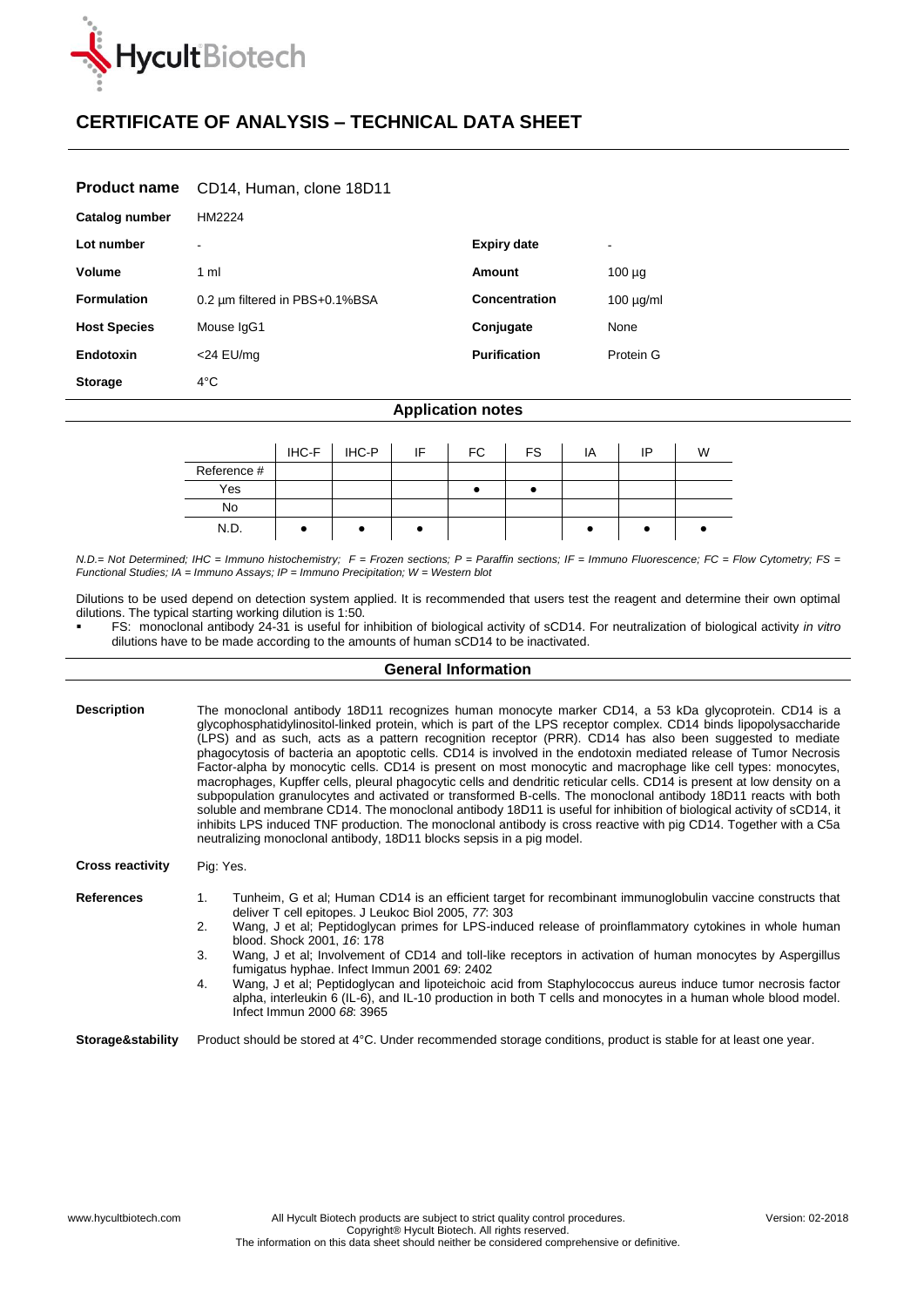# CERTIFICATE OF ANALYSIS – TECHNICAL DATA SHEET

| | | | |
|---|---|---|---|
| **Product name** | CD14, Human, clone 18D11 | | |
| **Catalog number** | HM2224 | | |
| **Lot number** | - | **Expiry date** | - |
| **Volume** | 1 ml | **Amount** | 100 µg |
| **Formulation** | 0.2 µm filtered in PBS+0.1%BSA | **Concentration** | 100 µg/ml |
| **Host Species** | Mouse IgG1 | **Conjugate** | None |
| **Endotoxin** | <24 EU/mg | **Purification** | Protein G |
| **Storage** | 4°C | | |

## Application notes

| | IHC-F | IHC-P | IF | FC | FS | IA | IP | W |
|---|---|---|---|---|---|---|---|---|
| Reference # | | | | | | | | |
| Yes | | | | • | • | | | |
| No | | | | | | | | |
| N.D. | • | • | • | | | • | • | • |

*N.D.= Not Determined; IHC = Immuno histochemistry; F = Frozen sections; P = Paraffin sections; IF = Immuno Fluorescence; FC = Flow Cytometry; FS = Functional Studies; IA = Immuno Assays; IP = Immuno Precipitation; W = Western blot*

Dilutions to be used depend on detection system applied. It is recommended that users test the reagent and determine their own optimal dilutions. The typical starting working dilution is 1:50.

- FS: monoclonal antibody 24-31 is useful for inhibition of biological activity of sCD14. For neutralization of biological activity *in vitro* dilutions have to be made according to the amounts of human sCD14 to be inactivated.

## General Information

**Description**

The monoclonal antibody 18D11 recognizes human monocyte marker CD14, a 53 kDa glycoprotein. CD14 is a glycophosphatidylinositol-linked protein, which is part of the LPS receptor complex. CD14 binds lipopolysaccharide (LPS) and as such, acts as a pattern recognition receptor (PRR). CD14 has also been suggested to mediate phagocytosis of bacteria an apoptotic cells. CD14 is involved in the endotoxin mediated release of Tumor Necrosis Factor-alpha by monocytic cells. CD14 is present on most monocytic and macrophage like cell types: monocytes, macrophages, Kupffer cells, pleural phagocytic cells and dendritic reticular cells. CD14 is present at low density on a subpopulation granulocytes and activated or transformed B-cells. The monoclonal antibody 18D11 reacts with both soluble and membrane CD14. The monoclonal antibody 18D11 is useful for inhibition of biological activity of sCD14, it inhibits LPS induced TNF production. The monoclonal antibody is cross reactive with pig CD14. Together with a C5a neutralizing monoclonal antibody, 18D11 blocks sepsis in a pig model.

**Cross reactivity**

Pig: Yes.

**References**

1. Tunheim, G et al; Human CD14 is an efficient target for recombinant immunoglobulin vaccine constructs that deliver T cell epitopes. J Leukoc Biol 2005, *77*: 303
2. Wang, J et al; Peptidoglycan primes for LPS-induced release of proinflammatory cytokines in whole human blood. Shock 2001, *16*: 178
3. Wang, J et al; Involvement of CD14 and toll-like receptors in activation of human monocytes by Aspergillus fumigatus hyphae. Infect Immun 2001 *69*: 2402
4. Wang, J et al; Peptidoglycan and lipoteichoic acid from Staphylococcus aureus induce tumor necrosis factor alpha, interleukin 6 (IL-6), and IL-10 production in both T cells and monocytes in a human whole blood model. Infect Immun 2000 *68*: 3965

**Storage&stability**

Product should be stored at 4°C. Under recommended storage conditions, product is stable for at least one year.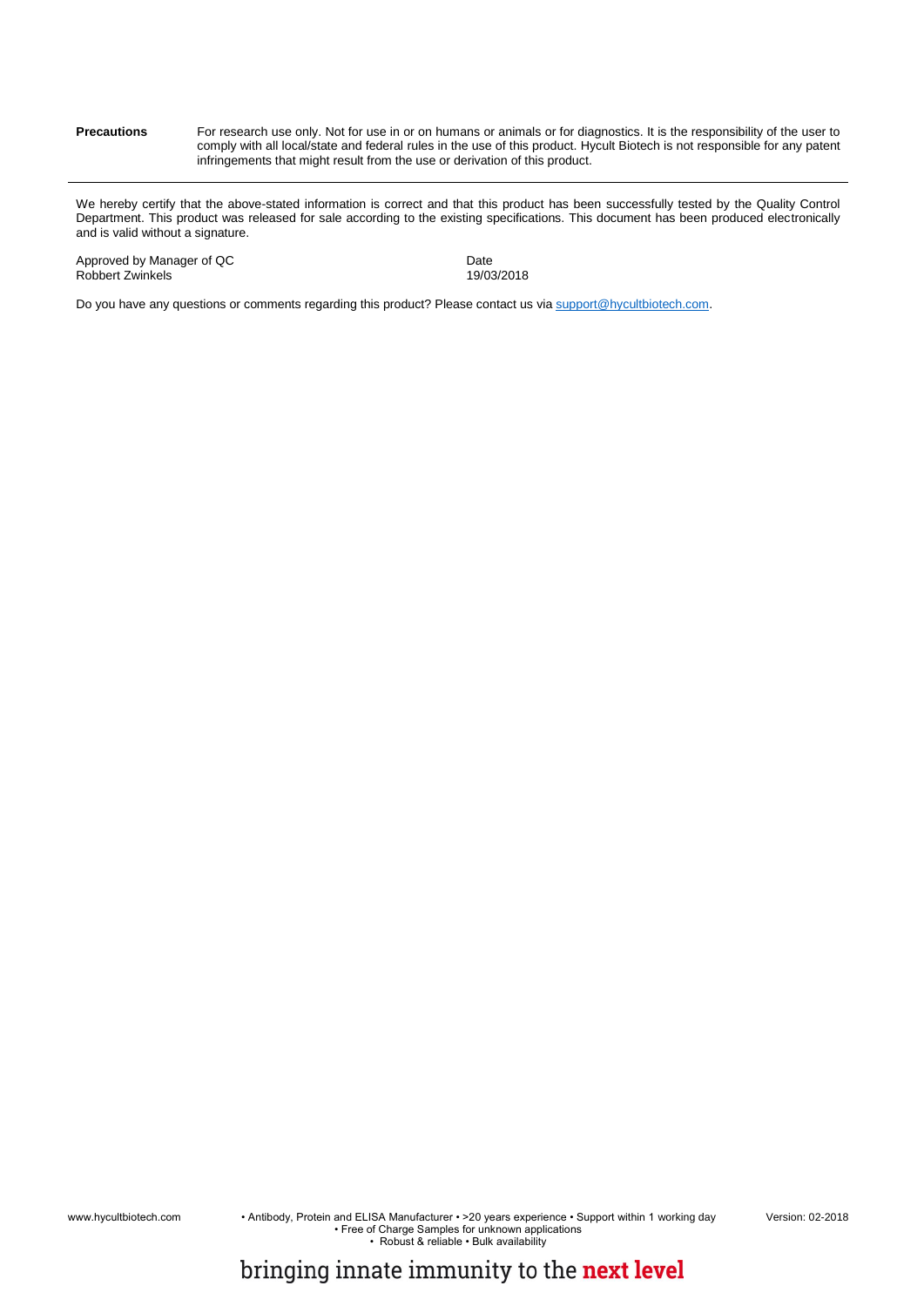**Precautions** For research use only. Not for use in or on humans or animals or for diagnostics. It is the responsibility of the user to comply with all local/state and federal rules in the use of this product. Hycult Biotech is not responsible for any patent infringements that might result from the use or derivation of this product.

---

We hereby certify that the above-stated information is correct and that this product has been successfully tested by the Quality Control Department. This product was released for sale according to the existing specifications. This document has been produced electronically and is valid without a signature.

| | |
|---|---|
| Approved by Manager of QC | Date |
| Robbert Zwinkels | 19/03/2018 |

Do you have any questions or comments regarding this product? Please contact us via support@hycultbiotech.com.

www.hycultbiotech.com • Antibody, Protein and ELISA Manufacturer • >20 years experience • Support within 1 working day • Free of Charge Samples for unknown applications • Robust & reliable • Bulk availability Version: 02-2018

bringing innate immunity to the **next level**